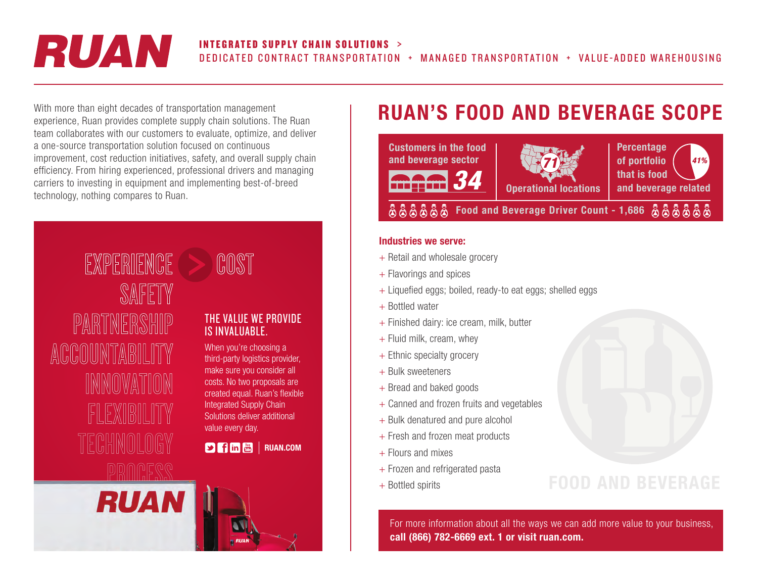# RUAN

**INTEGRATED SUPPLY CHAIN SOLUTIONS >**
DEDICATED CONTRACT TRANSPORTATION + MANAGED TRANSPORTATION + VALUE-ADDED WAREHOUSING

With more than eight decades of transportation management experience, Ruan provides complete supply chain solutions. The Ruan team collaborates with our customers to evaluate, optimize, and deliver a one-source transportation solution focused on continuous improvement, cost reduction initiatives, safety, and overall supply chain efficiency. From hiring experienced, professional drivers and managing carriers to investing in equipment and implementing best-of-breed technology, nothing compares to Ruan.

EXPERIENCE > COST
SAFETY
PARTNERSHIP
ACCOUNTABILITY
INNOVATION
FLEXIBILITY
TECHNOLOGY
PROCESS

## THE VALUE WE PROVIDE IS INVALUABLE.

When you're choosing a third-party logistics provider, make sure you consider all costs. No two proposals are created equal. Ruan's flexible Integrated Supply Chain Solutions deliver additional value every day.

RUAN.COM

# RUAN'S FOOD AND BEVERAGE SCOPE

- Customers in the food and beverage sector: **34**
- Operational locations: **71**
- Percentage of portfolio that is food and beverage related: **41%**
- Food and Beverage Driver Count - 1,686

**Industries we serve:**

+ Retail and wholesale grocery
+ Flavorings and spices
+ Liquefied eggs; boiled, ready-to eat eggs; shelled eggs
+ Bottled water
+ Finished dairy: ice cream, milk, butter
+ Fluid milk, cream, whey
+ Ethnic specialty grocery
+ Bulk sweeteners
+ Bread and baked goods
+ Canned and frozen fruits and vegetables
+ Bulk denatured and pure alcohol
+ Fresh and frozen meat products
+ Flours and mixes
+ Frozen and refrigerated pasta
+ Bottled spirits

FOOD AND BEVERAGE

For more information about all the ways we can add more value to your business, **call (866) 782-6669 ext. 1 or visit ruan.com.**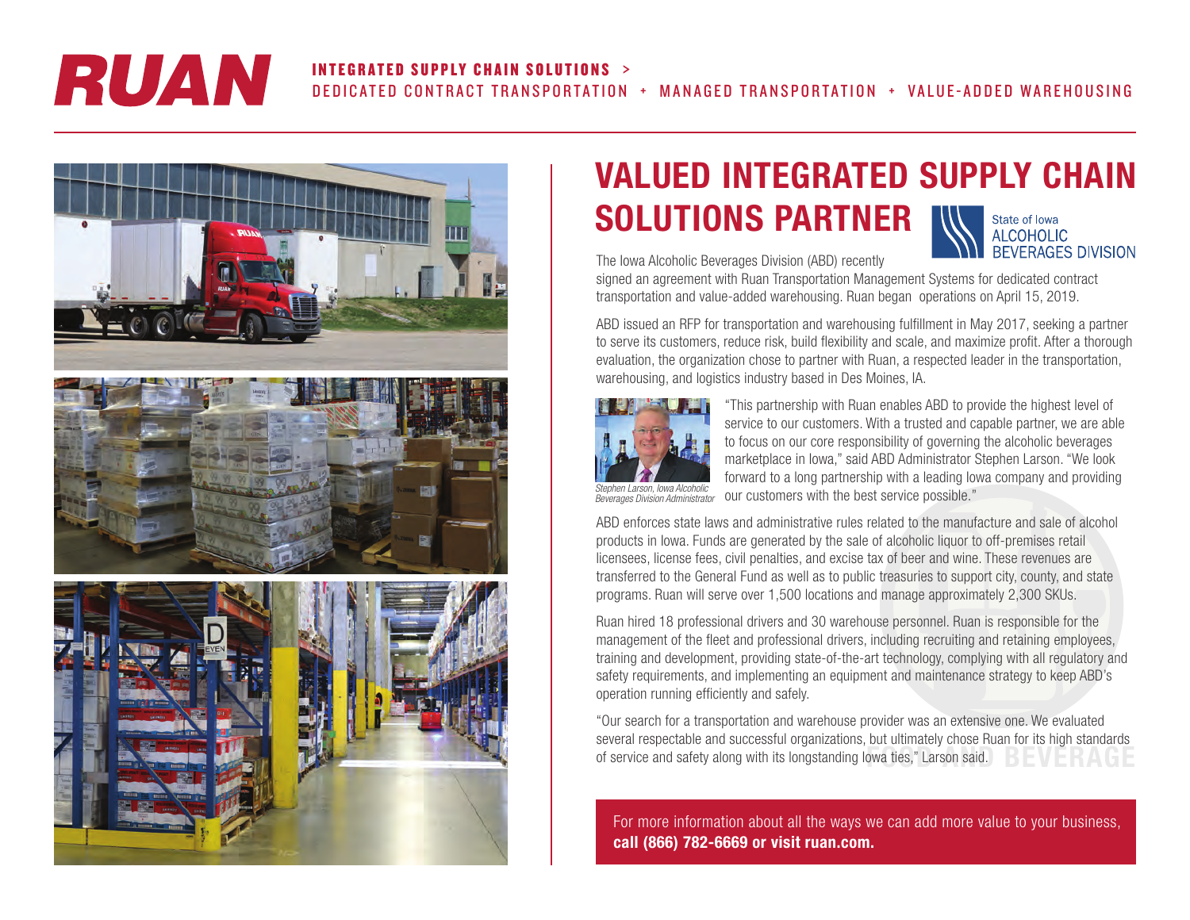# RUAN

**INTEGRATED SUPPLY CHAIN SOLUTIONS >**
DEDICATED CONTRACT TRANSPORTATION + MANAGED TRANSPORTATION + VALUE-ADDED WAREHOUSING

## VALUED INTEGRATED SUPPLY CHAIN SOLUTIONS PARTNER

State of Iowa ALCOHOLIC BEVERAGES DIVISION

The Iowa Alcoholic Beverages Division (ABD) recently signed an agreement with Ruan Transportation Management Systems for dedicated contract transportation and value-added warehousing. Ruan began operations on April 15, 2019.

ABD issued an RFP for transportation and warehousing fulfillment in May 2017, seeking a partner to serve its customers, reduce risk, build flexibility and scale, and maximize profit. After a thorough evaluation, the organization chose to partner with Ruan, a respected leader in the transportation, warehousing, and logistics industry based in Des Moines, IA.

*Stephen Larson, Iowa Alcoholic Beverages Division Administrator*

"This partnership with Ruan enables ABD to provide the highest level of service to our customers. With a trusted and capable partner, we are able to focus on our core responsibility of governing the alcoholic beverages marketplace in Iowa," said ABD Administrator Stephen Larson. "We look forward to a long partnership with a leading Iowa company and providing our customers with the best service possible."

ABD enforces state laws and administrative rules related to the manufacture and sale of alcohol products in Iowa. Funds are generated by the sale of alcoholic liquor to off-premises retail licensees, license fees, civil penalties, and excise tax of beer and wine. These revenues are transferred to the General Fund as well as to public treasuries to support city, county, and state programs. Ruan will serve over 1,500 locations and manage approximately 2,300 SKUs.

Ruan hired 18 professional drivers and 30 warehouse personnel. Ruan is responsible for the management of the fleet and professional drivers, including recruiting and retaining employees, training and development, providing state-of-the-art technology, complying with all regulatory and safety requirements, and implementing an equipment and maintenance strategy to keep ABD's operation running efficiently and safely.

"Our search for a transportation and warehouse provider was an extensive one. We evaluated several respectable and successful organizations, but ultimately chose Ruan for its high standards of service and safety along with its longstanding Iowa ties," Larson said.

FOOD AND BEVERAGE

For more information about all the ways we can add more value to your business, **call (866) 782-6669 or visit ruan.com.**